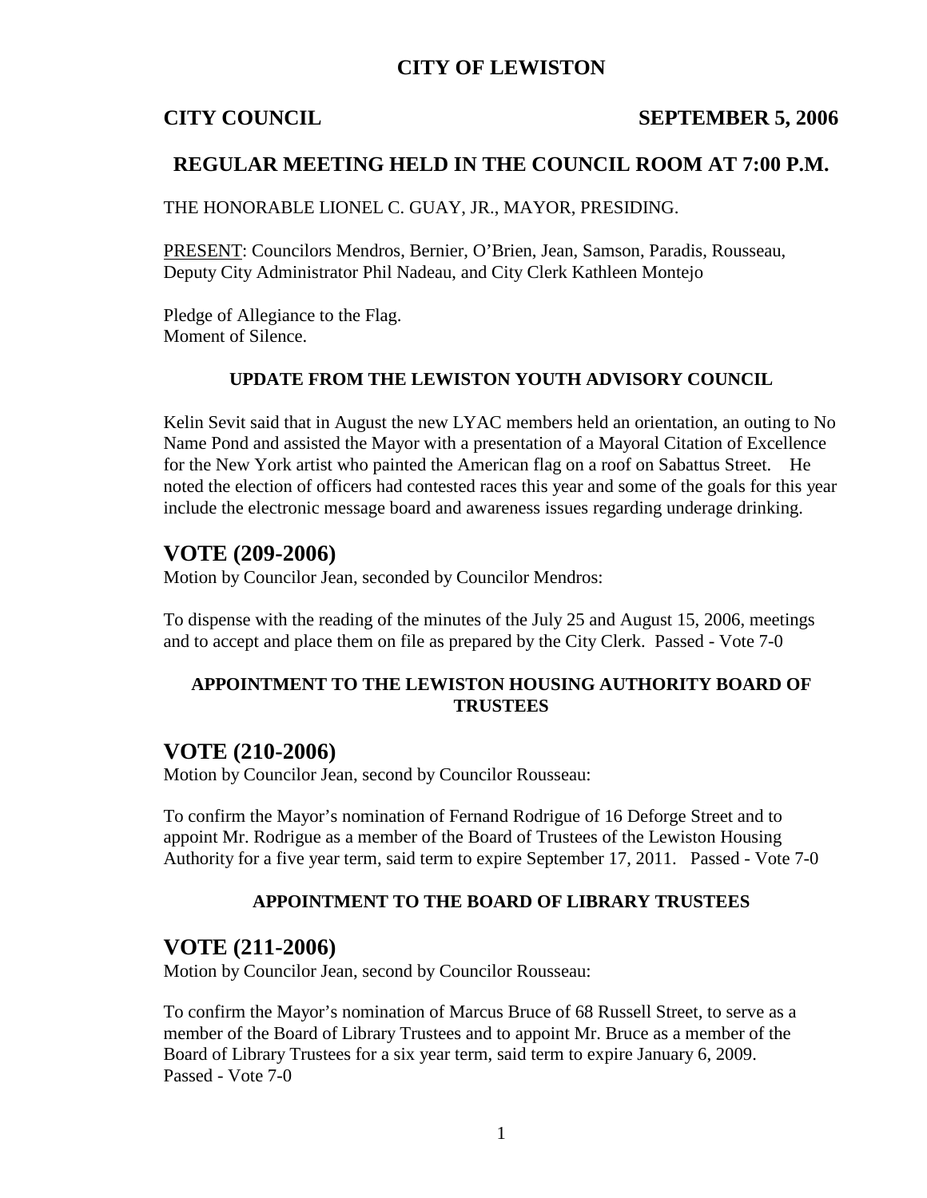# CITY OF LEWISTON

**CITY COUNCIL** **SEPTEMBER 5, 2006**

## REGULAR MEETING HELD IN THE COUNCIL ROOM AT 7:00 P.M.

THE HONORABLE LIONEL C. GUAY, JR., MAYOR, PRESIDING.

PRESENT: Councilors Mendros, Bernier, O'Brien, Jean, Samson, Paradis, Rousseau, Deputy City Administrator Phil Nadeau, and City Clerk Kathleen Montejo

Pledge of Allegiance to the Flag.
Moment of Silence.

### UPDATE FROM THE LEWISTON YOUTH ADVISORY COUNCIL

Kelin Sevit said that in August the new LYAC members held an orientation, an outing to No Name Pond and assisted the Mayor with a presentation of a Mayoral Citation of Excellence for the New York artist who painted the American flag on a roof on Sabattus Street. He noted the election of officers had contested races this year and some of the goals for this year include the electronic message board and awareness issues regarding underage drinking.

## VOTE (209-2006)

Motion by Councilor Jean, seconded by Councilor Mendros:

To dispense with the reading of the minutes of the July 25 and August 15, 2006, meetings and to accept and place them on file as prepared by the City Clerk. Passed - Vote 7-0

### APPOINTMENT TO THE LEWISTON HOUSING AUTHORITY BOARD OF TRUSTEES

## VOTE (210-2006)

Motion by Councilor Jean, second by Councilor Rousseau:

To confirm the Mayor's nomination of Fernand Rodrigue of 16 Deforge Street and to appoint Mr. Rodrigue as a member of the Board of Trustees of the Lewiston Housing Authority for a five year term, said term to expire September 17, 2011. Passed - Vote 7-0

### APPOINTMENT TO THE BOARD OF LIBRARY TRUSTEES

## VOTE (211-2006)

Motion by Councilor Jean, second by Councilor Rousseau:

To confirm the Mayor's nomination of Marcus Bruce of 68 Russell Street, to serve as a member of the Board of Library Trustees and to appoint Mr. Bruce as a member of the Board of Library Trustees for a six year term, said term to expire January 6, 2009.
Passed - Vote 7-0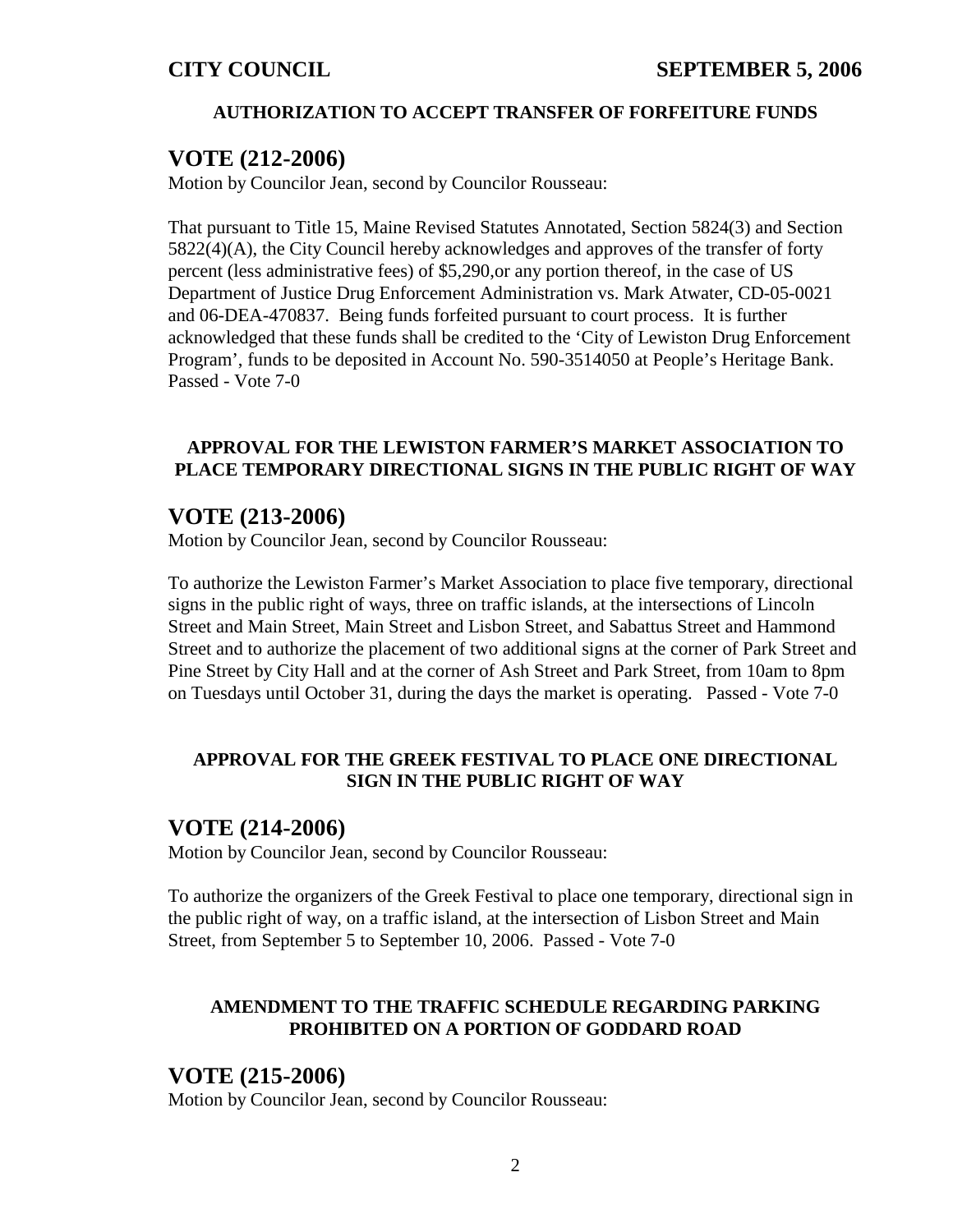**AUTHORIZATION TO ACCEPT TRANSFER OF FORFEITURE FUNDS**

## VOTE (212-2006)

Motion by Councilor Jean, second by Councilor Rousseau:

That pursuant to Title 15, Maine Revised Statutes Annotated, Section 5824(3) and Section 5822(4)(A), the City Council hereby acknowledges and approves of the transfer of forty percent (less administrative fees) of $5,290,or any portion thereof, in the case of US Department of Justice Drug Enforcement Administration vs. Mark Atwater, CD-05-0021 and 06-DEA-470837. Being funds forfeited pursuant to court process. It is further acknowledged that these funds shall be credited to the 'City of Lewiston Drug Enforcement Program', funds to be deposited in Account No. 590-3514050 at People's Heritage Bank. Passed - Vote 7-0

**APPROVAL FOR THE LEWISTON FARMER'S MARKET ASSOCIATION TO PLACE TEMPORARY DIRECTIONAL SIGNS IN THE PUBLIC RIGHT OF WAY**

## VOTE (213-2006)

Motion by Councilor Jean, second by Councilor Rousseau:

To authorize the Lewiston Farmer's Market Association to place five temporary, directional signs in the public right of ways, three on traffic islands, at the intersections of Lincoln Street and Main Street, Main Street and Lisbon Street, and Sabattus Street and Hammond Street and to authorize the placement of two additional signs at the corner of Park Street and Pine Street by City Hall and at the corner of Ash Street and Park Street, from 10am to 8pm on Tuesdays until October 31, during the days the market is operating. Passed - Vote 7-0

**APPROVAL FOR THE GREEK FESTIVAL TO PLACE ONE DIRECTIONAL SIGN IN THE PUBLIC RIGHT OF WAY**

## VOTE (214-2006)

Motion by Councilor Jean, second by Councilor Rousseau:

To authorize the organizers of the Greek Festival to place one temporary, directional sign in the public right of way, on a traffic island, at the intersection of Lisbon Street and Main Street, from September 5 to September 10, 2006. Passed - Vote 7-0

**AMENDMENT TO THE TRAFFIC SCHEDULE REGARDING PARKING PROHIBITED ON A PORTION OF GODDARD ROAD**

## VOTE (215-2006)

Motion by Councilor Jean, second by Councilor Rousseau: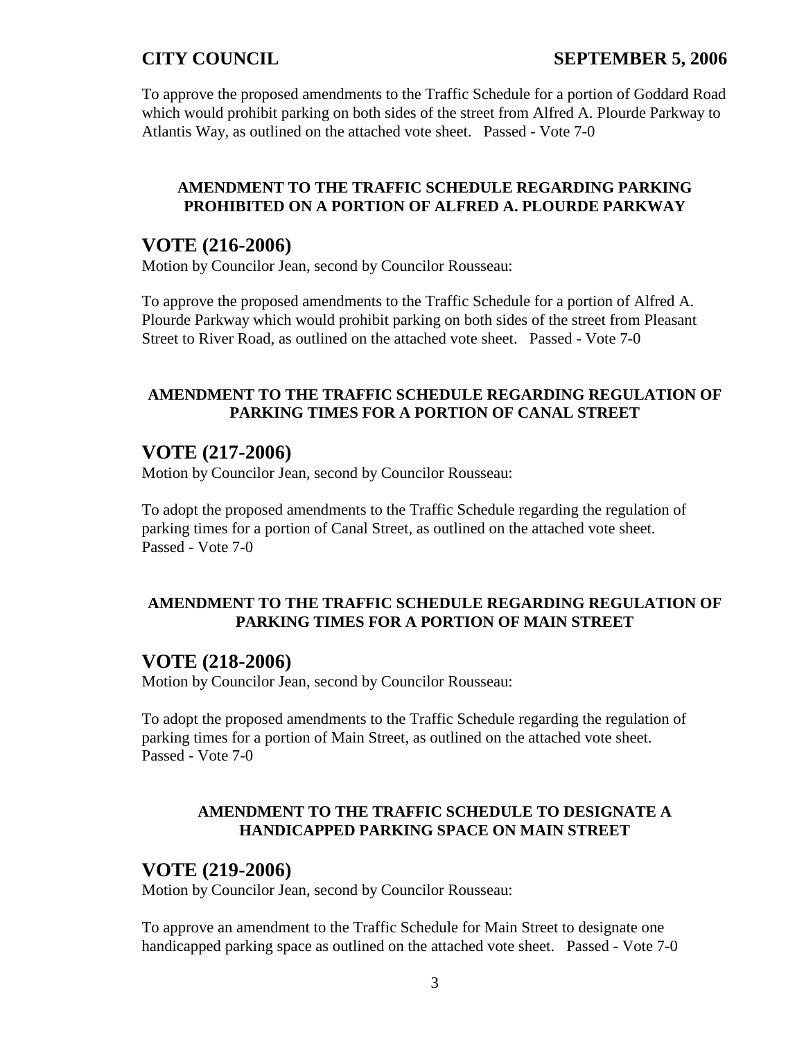To approve the proposed amendments to the Traffic Schedule for a portion of Goddard Road which would prohibit parking on both sides of the street from Alfred A. Plourde Parkway to Atlantis Way, as outlined on the attached vote sheet. Passed - Vote 7-0

**AMENDMENT TO THE TRAFFIC SCHEDULE REGARDING PARKING PROHIBITED ON A PORTION OF ALFRED A. PLOURDE PARKWAY**

## VOTE (216-2006)

Motion by Councilor Jean, second by Councilor Rousseau:

To approve the proposed amendments to the Traffic Schedule for a portion of Alfred A. Plourde Parkway which would prohibit parking on both sides of the street from Pleasant Street to River Road, as outlined on the attached vote sheet. Passed - Vote 7-0

**AMENDMENT TO THE TRAFFIC SCHEDULE REGARDING REGULATION OF PARKING TIMES FOR A PORTION OF CANAL STREET**

## VOTE (217-2006)

Motion by Councilor Jean, second by Councilor Rousseau:

To adopt the proposed amendments to the Traffic Schedule regarding the regulation of parking times for a portion of Canal Street, as outlined on the attached vote sheet. Passed - Vote 7-0

**AMENDMENT TO THE TRAFFIC SCHEDULE REGARDING REGULATION OF PARKING TIMES FOR A PORTION OF MAIN STREET**

## VOTE (218-2006)

Motion by Councilor Jean, second by Councilor Rousseau:

To adopt the proposed amendments to the Traffic Schedule regarding the regulation of parking times for a portion of Main Street, as outlined on the attached vote sheet. Passed - Vote 7-0

**AMENDMENT TO THE TRAFFIC SCHEDULE TO DESIGNATE A HANDICAPPED PARKING SPACE ON MAIN STREET**

## VOTE (219-2006)

Motion by Councilor Jean, second by Councilor Rousseau:

To approve an amendment to the Traffic Schedule for Main Street to designate one handicapped parking space as outlined on the attached vote sheet. Passed - Vote 7-0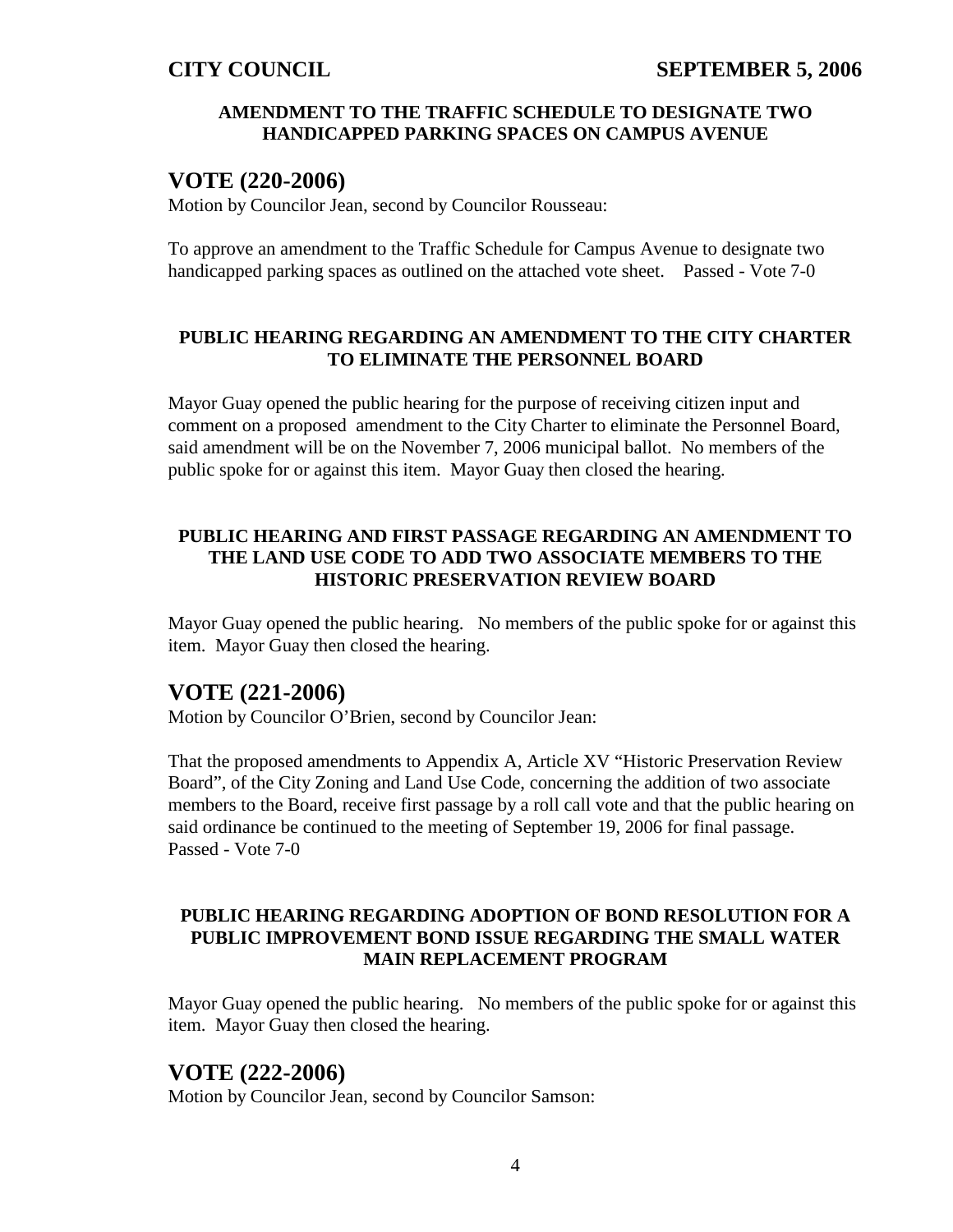### AMENDMENT TO THE TRAFFIC SCHEDULE TO DESIGNATE TWO HANDICAPPED PARKING SPACES ON CAMPUS AVENUE

## VOTE (220-2006)

Motion by Councilor Jean, second by Councilor Rousseau:

To approve an amendment to the Traffic Schedule for Campus Avenue to designate two handicapped parking spaces as outlined on the attached vote sheet. Passed - Vote 7-0

### PUBLIC HEARING REGARDING AN AMENDMENT TO THE CITY CHARTER TO ELIMINATE THE PERSONNEL BOARD

Mayor Guay opened the public hearing for the purpose of receiving citizen input and comment on a proposed amendment to the City Charter to eliminate the Personnel Board, said amendment will be on the November 7, 2006 municipal ballot. No members of the public spoke for or against this item. Mayor Guay then closed the hearing.

### PUBLIC HEARING AND FIRST PASSAGE REGARDING AN AMENDMENT TO THE LAND USE CODE TO ADD TWO ASSOCIATE MEMBERS TO THE HISTORIC PRESERVATION REVIEW BOARD

Mayor Guay opened the public hearing. No members of the public spoke for or against this item. Mayor Guay then closed the hearing.

## VOTE (221-2006)

Motion by Councilor O'Brien, second by Councilor Jean:

That the proposed amendments to Appendix A, Article XV "Historic Preservation Review Board", of the City Zoning and Land Use Code, concerning the addition of two associate members to the Board, receive first passage by a roll call vote and that the public hearing on said ordinance be continued to the meeting of September 19, 2006 for final passage. Passed - Vote 7-0

### PUBLIC HEARING REGARDING ADOPTION OF BOND RESOLUTION FOR A PUBLIC IMPROVEMENT BOND ISSUE REGARDING THE SMALL WATER MAIN REPLACEMENT PROGRAM

Mayor Guay opened the public hearing. No members of the public spoke for or against this item. Mayor Guay then closed the hearing.

## VOTE (222-2006)

Motion by Councilor Jean, second by Councilor Samson: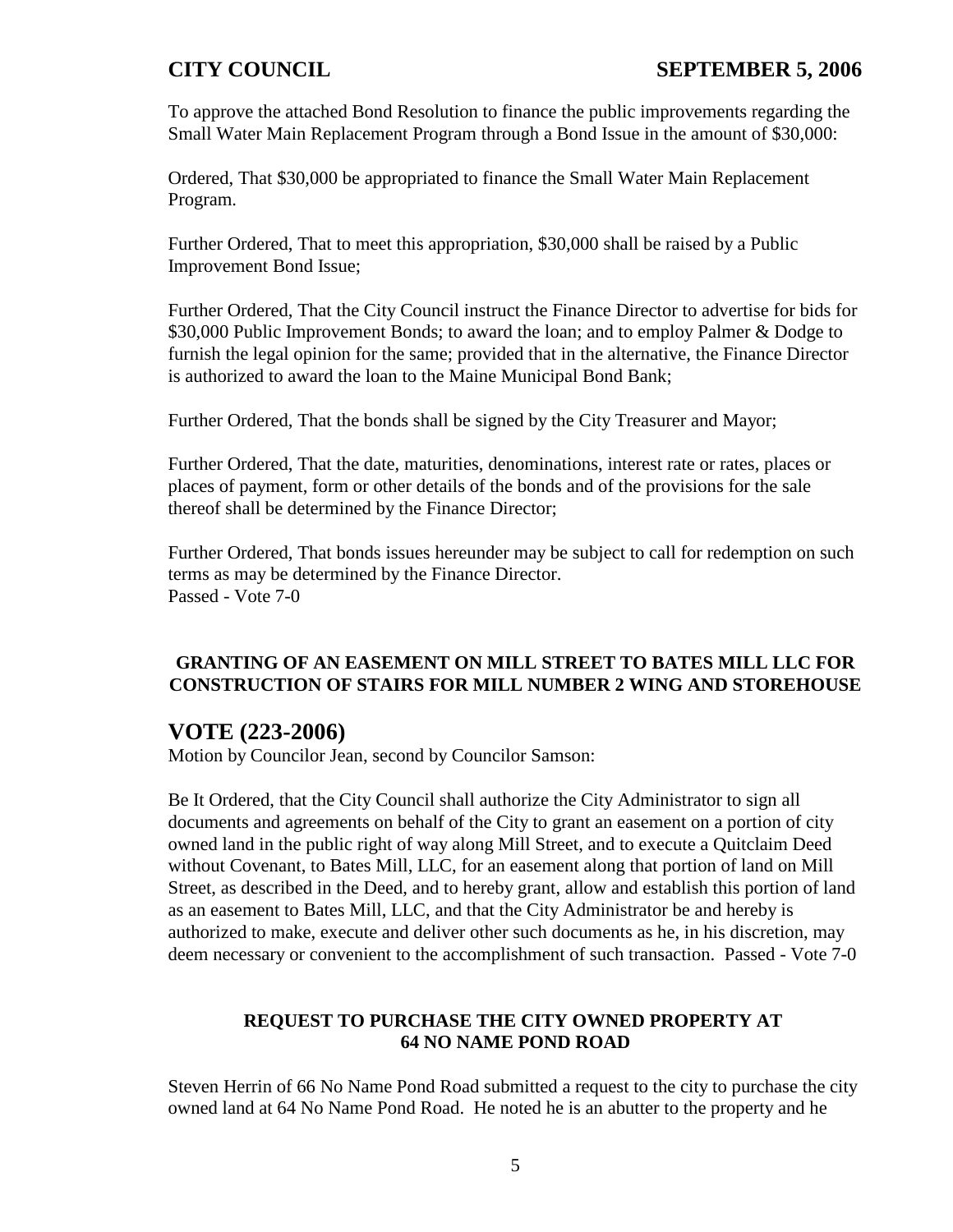To approve the attached Bond Resolution to finance the public improvements regarding the Small Water Main Replacement Program through a Bond Issue in the amount of $30,000:

Ordered, That $30,000 be appropriated to finance the Small Water Main Replacement Program.

Further Ordered, That to meet this appropriation, $30,000 shall be raised by a Public Improvement Bond Issue;

Further Ordered, That the City Council instruct the Finance Director to advertise for bids for $30,000 Public Improvement Bonds; to award the loan; and to employ Palmer & Dodge to furnish the legal opinion for the same; provided that in the alternative, the Finance Director is authorized to award the loan to the Maine Municipal Bond Bank;

Further Ordered, That the bonds shall be signed by the City Treasurer and Mayor;

Further Ordered, That the date, maturities, denominations, interest rate or rates, places or places of payment, form or other details of the bonds and of the provisions for the sale thereof shall be determined by the Finance Director;

Further Ordered, That bonds issues hereunder may be subject to call for redemption on such terms as may be determined by the Finance Director.
Passed - Vote 7-0

### GRANTING OF AN EASEMENT ON MILL STREET TO BATES MILL LLC FOR CONSTRUCTION OF STAIRS FOR MILL NUMBER 2 WING AND STOREHOUSE

## VOTE (223-2006)

Motion by Councilor Jean, second by Councilor Samson:

Be It Ordered, that the City Council shall authorize the City Administrator to sign all documents and agreements on behalf of the City to grant an easement on a portion of city owned land in the public right of way along Mill Street, and to execute a Quitclaim Deed without Covenant, to Bates Mill, LLC, for an easement along that portion of land on Mill Street, as described in the Deed, and to hereby grant, allow and establish this portion of land as an easement to Bates Mill, LLC, and that the City Administrator be and hereby is authorized to make, execute and deliver other such documents as he, in his discretion, may deem necessary or convenient to the accomplishment of such transaction. Passed - Vote 7-0

### REQUEST TO PURCHASE THE CITY OWNED PROPERTY AT 64 NO NAME POND ROAD

Steven Herrin of 66 No Name Pond Road submitted a request to the city to purchase the city owned land at 64 No Name Pond Road. He noted he is an abutter to the property and he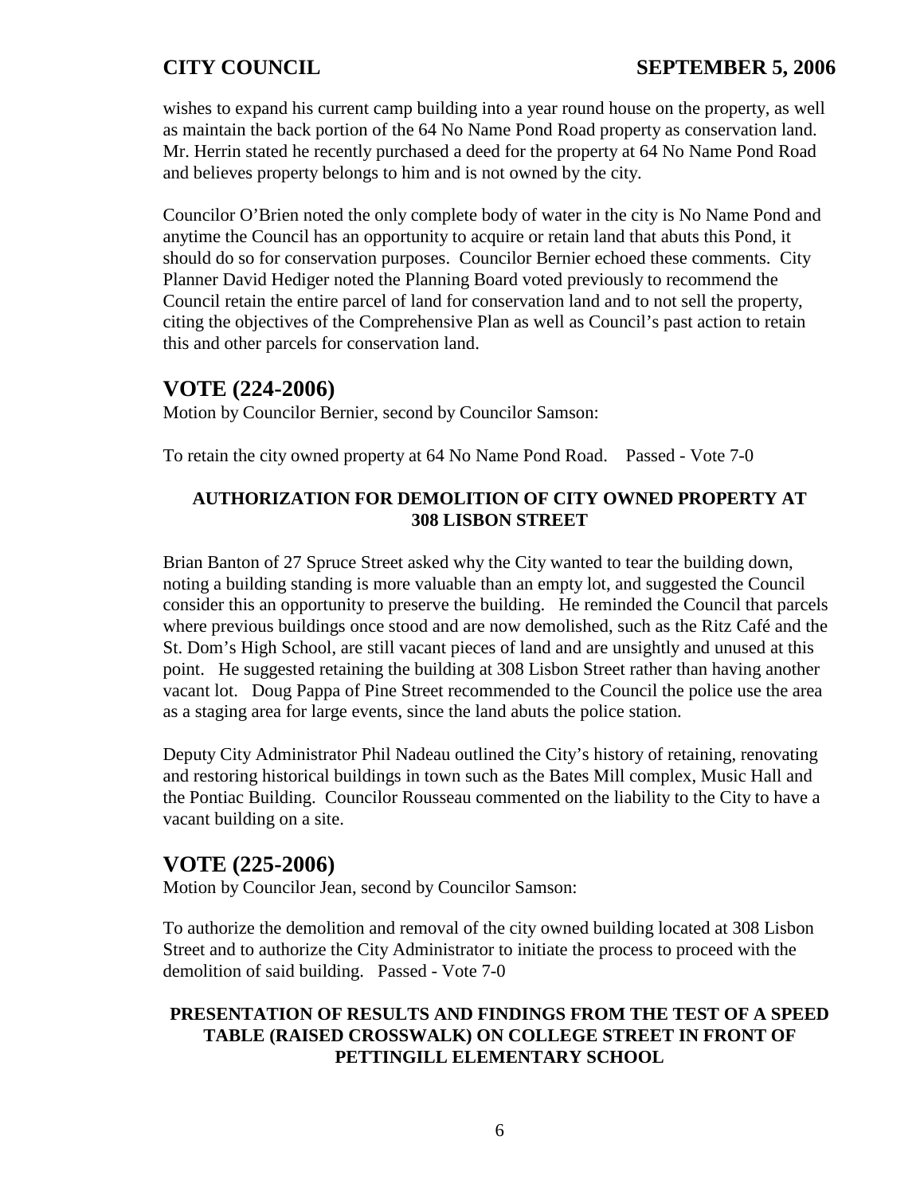wishes to expand his current camp building into a year round house on the property, as well as maintain the back portion of the 64 No Name Pond Road property as conservation land. Mr. Herrin stated he recently purchased a deed for the property at 64 No Name Pond Road and believes property belongs to him and is not owned by the city.

Councilor O'Brien noted the only complete body of water in the city is No Name Pond and anytime the Council has an opportunity to acquire or retain land that abuts this Pond, it should do so for conservation purposes. Councilor Bernier echoed these comments. City Planner David Hediger noted the Planning Board voted previously to recommend the Council retain the entire parcel of land for conservation land and to not sell the property, citing the objectives of the Comprehensive Plan as well as Council's past action to retain this and other parcels for conservation land.

## VOTE (224-2006)

Motion by Councilor Bernier, second by Councilor Samson:

To retain the city owned property at 64 No Name Pond Road. Passed - Vote 7-0

### AUTHORIZATION FOR DEMOLITION OF CITY OWNED PROPERTY AT 308 LISBON STREET

Brian Banton of 27 Spruce Street asked why the City wanted to tear the building down, noting a building standing is more valuable than an empty lot, and suggested the Council consider this an opportunity to preserve the building. He reminded the Council that parcels where previous buildings once stood and are now demolished, such as the Ritz Café and the St. Dom's High School, are still vacant pieces of land and are unsightly and unused at this point. He suggested retaining the building at 308 Lisbon Street rather than having another vacant lot. Doug Pappa of Pine Street recommended to the Council the police use the area as a staging area for large events, since the land abuts the police station.

Deputy City Administrator Phil Nadeau outlined the City's history of retaining, renovating and restoring historical buildings in town such as the Bates Mill complex, Music Hall and the Pontiac Building. Councilor Rousseau commented on the liability to the City to have a vacant building on a site.

## VOTE (225-2006)

Motion by Councilor Jean, second by Councilor Samson:

To authorize the demolition and removal of the city owned building located at 308 Lisbon Street and to authorize the City Administrator to initiate the process to proceed with the demolition of said building. Passed - Vote 7-0

### PRESENTATION OF RESULTS AND FINDINGS FROM THE TEST OF A SPEED TABLE (RAISED CROSSWALK) ON COLLEGE STREET IN FRONT OF PETTINGILL ELEMENTARY SCHOOL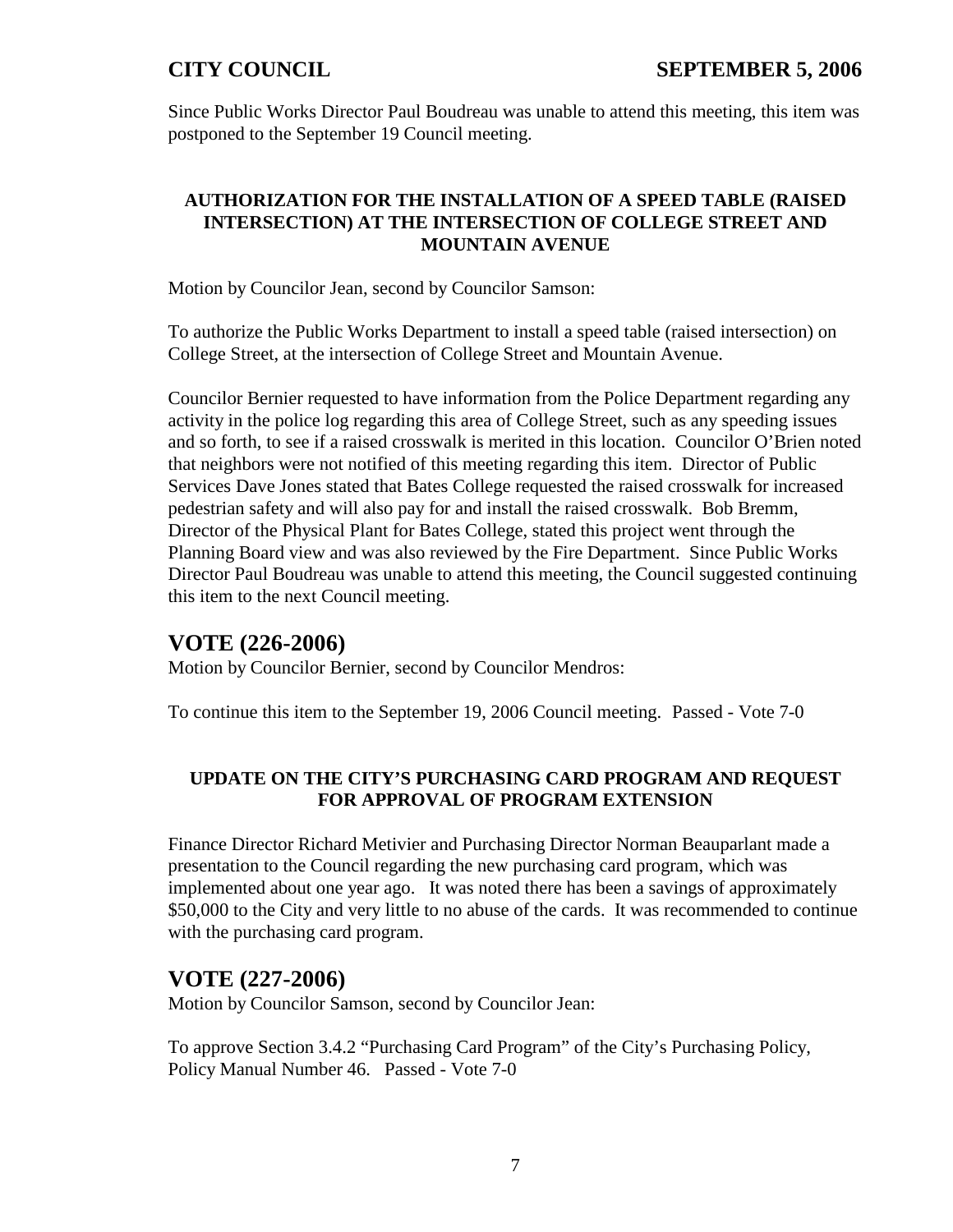Since Public Works Director Paul Boudreau was unable to attend this meeting, this item was postponed to the September 19 Council meeting.

**AUTHORIZATION FOR THE INSTALLATION OF A SPEED TABLE (RAISED INTERSECTION) AT THE INTERSECTION OF COLLEGE STREET AND MOUNTAIN AVENUE**

Motion by Councilor Jean, second by Councilor Samson:

To authorize the Public Works Department to install a speed table (raised intersection) on College Street, at the intersection of College Street and Mountain Avenue.

Councilor Bernier requested to have information from the Police Department regarding any activity in the police log regarding this area of College Street, such as any speeding issues and so forth, to see if a raised crosswalk is merited in this location. Councilor O'Brien noted that neighbors were not notified of this meeting regarding this item. Director of Public Services Dave Jones stated that Bates College requested the raised crosswalk for increased pedestrian safety and will also pay for and install the raised crosswalk. Bob Bremm, Director of the Physical Plant for Bates College, stated this project went through the Planning Board view and was also reviewed by the Fire Department. Since Public Works Director Paul Boudreau was unable to attend this meeting, the Council suggested continuing this item to the next Council meeting.

## VOTE (226-2006)

Motion by Councilor Bernier, second by Councilor Mendros:

To continue this item to the September 19, 2006 Council meeting. Passed - Vote 7-0

**UPDATE ON THE CITY'S PURCHASING CARD PROGRAM AND REQUEST FOR APPROVAL OF PROGRAM EXTENSION**

Finance Director Richard Metivier and Purchasing Director Norman Beauparlant made a presentation to the Council regarding the new purchasing card program, which was implemented about one year ago. It was noted there has been a savings of approximately $50,000 to the City and very little to no abuse of the cards. It was recommended to continue with the purchasing card program.

## VOTE (227-2006)

Motion by Councilor Samson, second by Councilor Jean:

To approve Section 3.4.2 "Purchasing Card Program" of the City's Purchasing Policy, Policy Manual Number 46. Passed - Vote 7-0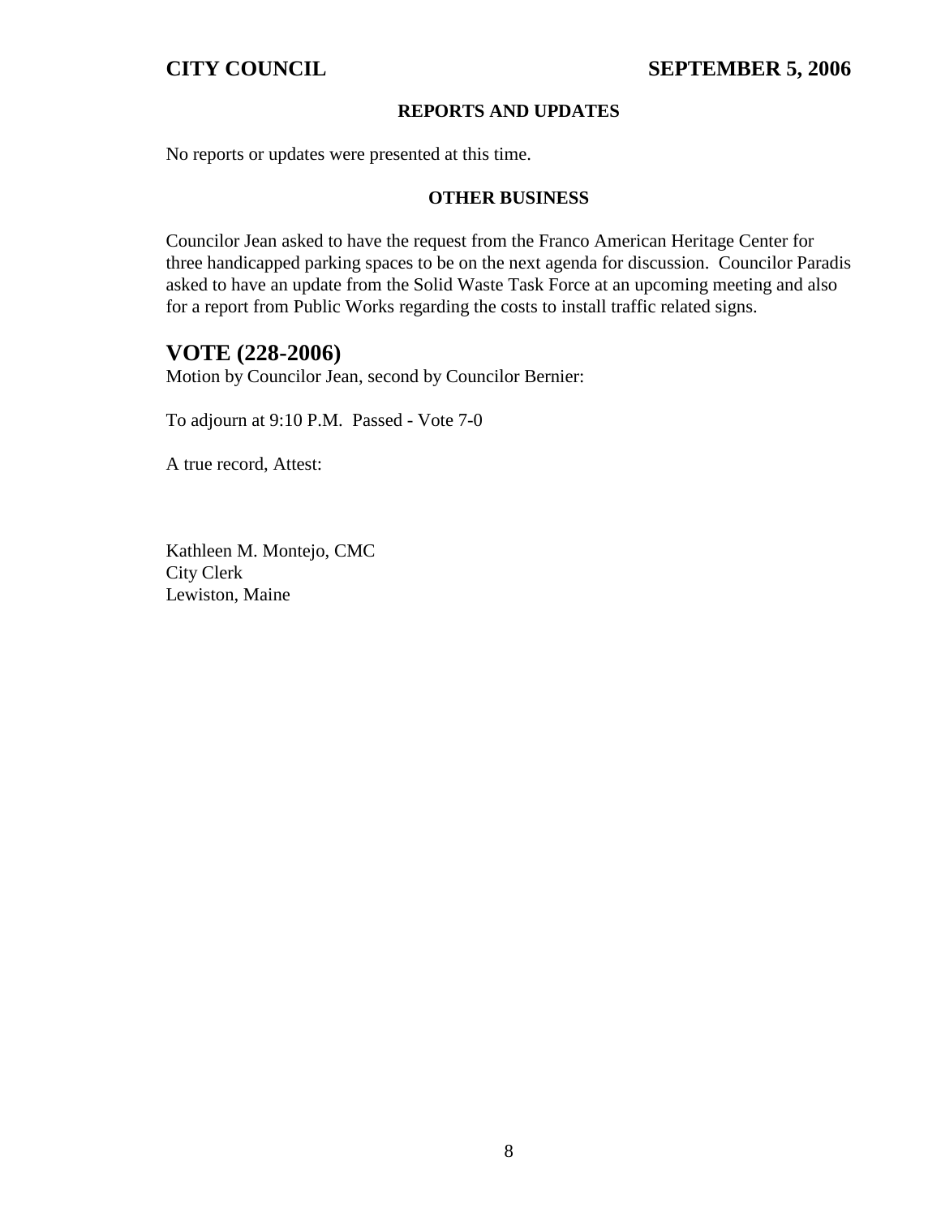**REPORTS AND UPDATES**

No reports or updates were presented at this time.

**OTHER BUSINESS**

Councilor Jean asked to have the request from the Franco American Heritage Center for three handicapped parking spaces to be on the next agenda for discussion. Councilor Paradis asked to have an update from the Solid Waste Task Force at an upcoming meeting and also for a report from Public Works regarding the costs to install traffic related signs.

## VOTE (228-2006)

Motion by Councilor Jean, second by Councilor Bernier:

To adjourn at 9:10 P.M. Passed - Vote 7-0

A true record, Attest:

Kathleen M. Montejo, CMC
City Clerk
Lewiston, Maine